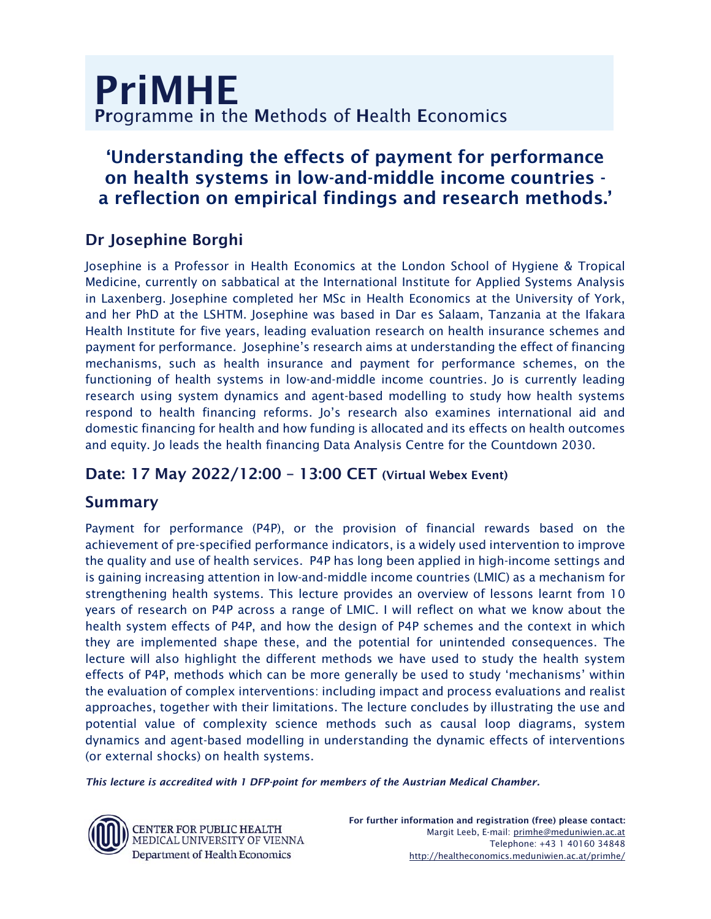# PriMHE

**Pr**ogramme **i**n the **M**ethods of **H**ealth **E**conomics

## 'Understanding the effects of payment for performance on health systems in low-and-middle income countries - a reflection on empirical findings and research methods.'

### Dr Josephine Borghi

Josephine is a Professor in Health Economics at the London School of Hygiene & Tropical Medicine, currently on sabbatical at the International Institute for Applied Systems Analysis in Laxenberg. Josephine completed her MSc in Health Economics at the University of York, and her PhD at the LSHTM. Josephine was based in Dar es Salaam, Tanzania at the Ifakara Health Institute for five years, leading evaluation research on health insurance schemes and payment for performance. Josephine's research aims at understanding the effect of financing mechanisms, such as health insurance and payment for performance schemes, on the functioning of health systems in low-and-middle income countries. Jo is currently leading research using system dynamics and agent-based modelling to study how health systems respond to health financing reforms. Jo's research also examines international aid and domestic financing for health and how funding is allocated and its effects on health outcomes and equity. Jo leads the health financing Data Analysis Centre for the Countdown 2030.

### Date: 17 May 2022/12:00 – 13:00 CET (Virtual Webex Event)

### Summary

Payment for performance (P4P), or the provision of financial rewards based on the achievement of pre-specified performance indicators, is a widely used intervention to improve the quality and use of health services. P4P has long been applied in high-income settings and is gaining increasing attention in low-and-middle income countries (LMIC) as a mechanism for strengthening health systems. This lecture provides an overview of lessons learnt from 10 years of research on P4P across a range of LMIC. I will reflect on what we know about the health system effects of P4P, and how the design of P4P schemes and the context in which they are implemented shape these, and the potential for unintended consequences. The lecture will also highlight the different methods we have used to study the health system effects of P4P, methods which can be more generally be used to study 'mechanisms' within the evaluation of complex interventions: including impact and process evaluations and realist approaches, together with their limitations. The lecture concludes by illustrating the use and potential value of complexity science methods such as causal loop diagrams, system dynamics and agent-based modelling in understanding the dynamic effects of interventions (or external shocks) on health systems.

***This lecture is accredited with 1 DFP-point for members of the Austrian Medical Chamber.***

CENTER FOR PUBLIC HEALTH
MEDICAL UNIVERSITY OF VIENNA
Department of Health Economics

**For further information and registration (free) please contact:**
Margit Leeb, E-mail: primhe@meduniwien.ac.at
Telephone: +43 1 40160 34848
http://healtheconomics.meduniwien.ac.at/primhe/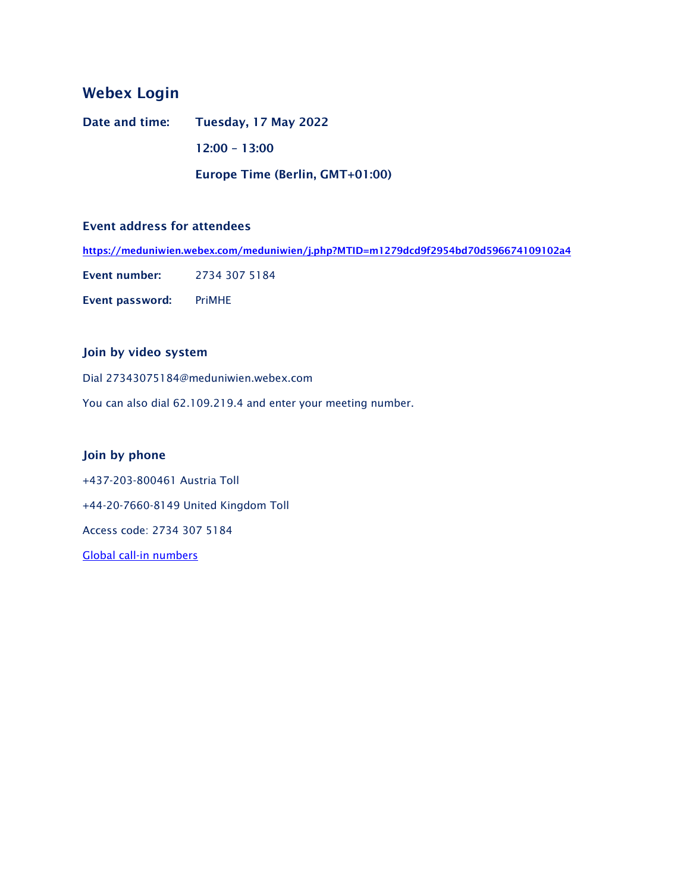## Webex Login

**Date and time:** **Tuesday, 17 May 2022**

**12:00 – 13:00**

**Europe Time (Berlin, GMT+01:00)**

### Event address for attendees

[https://meduniwien.webex.com/meduniwien/j.php?MTID=m1279dcd9f2954bd70d596674109102a4](https://meduniwien.webex.com/meduniwien/j.php?MTID=m1279dcd9f2954bd70d596674109102a4)

**Event number:** 2734 307 5184

**Event password:** PriMHE

### Join by video system

Dial 27343075184@meduniwien.webex.com

You can also dial 62.109.219.4 and enter your meeting number.

### Join by phone

+437-203-800461 Austria Toll

+44-20-7660-8149 United Kingdom Toll

Access code: 2734 307 5184

Global call-in numbers